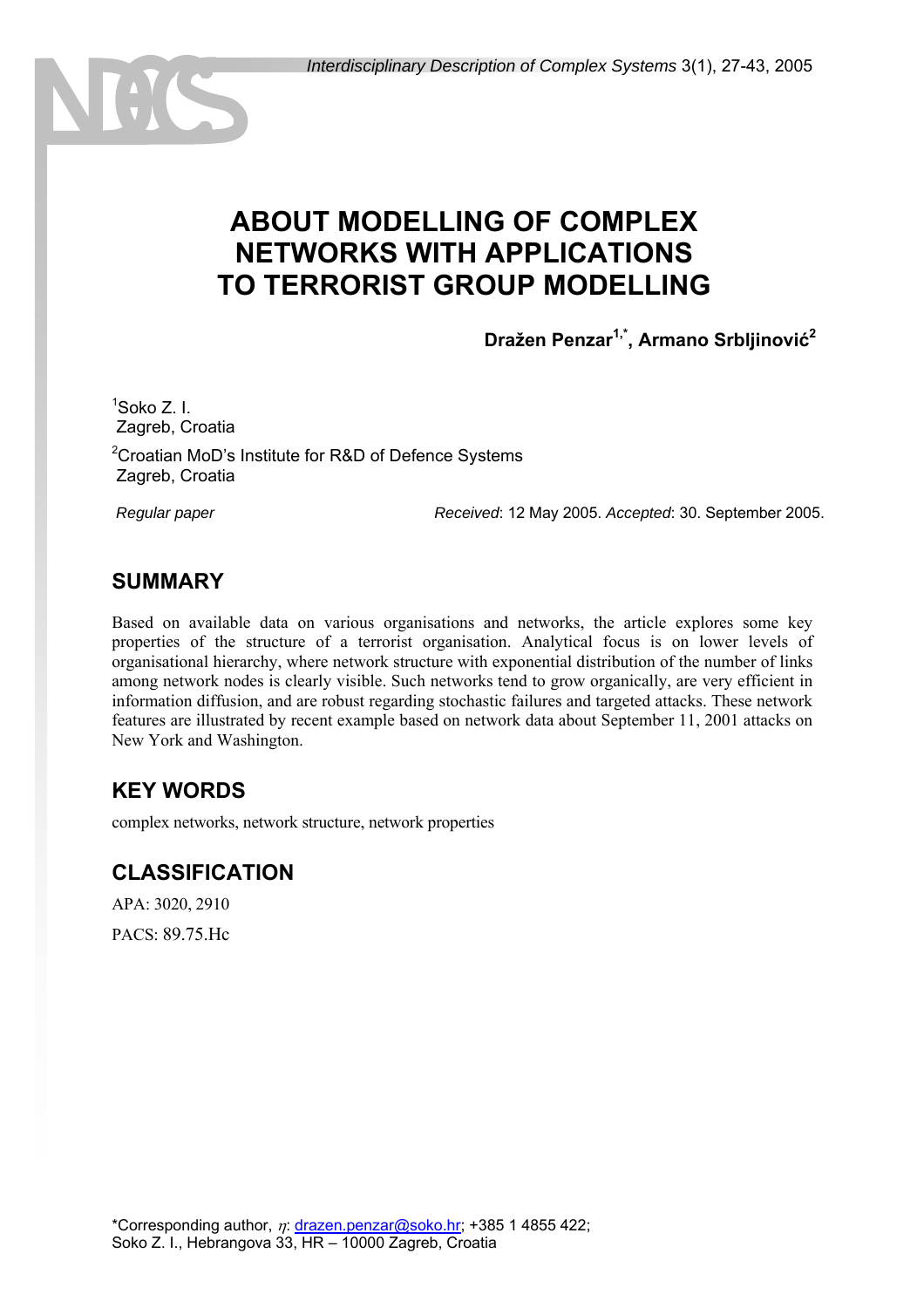# ABOUT MODELLING OF COMPLEX NETWORKS WITH APPLICATIONS TO TERRORIST GROUP MODELLING

**Dražen Penzar[1,*], Armano Srbljinović[2]**

[1]Soko Z. I.
Zagreb, Croatia

[2]Croatian MoD's Institute for R&D of Defence Systems
Zagreb, Croatia

*Regular paper* *Received*: 12 May 2005. *Accepted*: 30. September 2005.

## SUMMARY

Based on available data on various organisations and networks, the article explores some key properties of the structure of a terrorist organisation. Analytical focus is on lower levels of organisational hierarchy, where network structure with exponential distribution of the number of links among network nodes is clearly visible. Such networks tend to grow organically, are very efficient in information diffusion, and are robust regarding stochastic failures and targeted attacks. These network features are illustrated by recent example based on network data about September 11, 2001 attacks on New York and Washington.

## KEY WORDS

complex networks, network structure, network properties

## CLASSIFICATION

APA: 3020, 2910

PACS: 89.75.Hc

*Corresponding author, $\eta$: drazen.penzar@soko.hr; +385 1 4855 422;
Soko Z. I., Hebrangova 33, HR – 10000 Zagreb, Croatia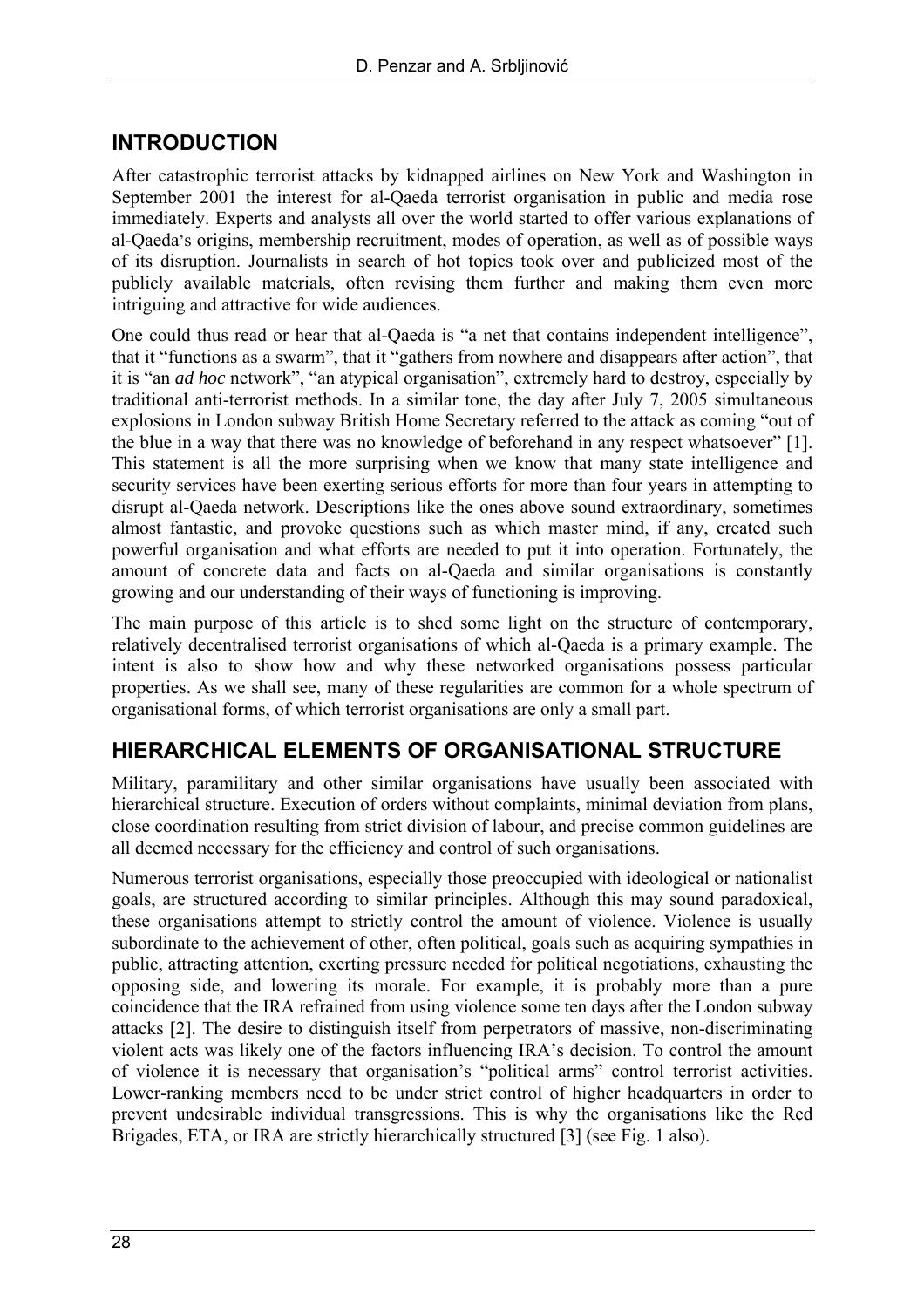## INTRODUCTION

After catastrophic terrorist attacks by kidnapped airlines on New York and Washington in September 2001 the interest for al-Qaeda terrorist organisation in public and media rose immediately. Experts and analysts all over the world started to offer various explanations of al-Qaeda's origins, membership recruitment, modes of operation, as well as of possible ways of its disruption. Journalists in search of hot topics took over and publicized most of the publicly available materials, often revising them further and making them even more intriguing and attractive for wide audiences.

One could thus read or hear that al-Qaeda is "a net that contains independent intelligence", that it "functions as a swarm", that it "gathers from nowhere and disappears after action", that it is "an *ad hoc* network", "an atypical organisation", extremely hard to destroy, especially by traditional anti-terrorist methods. In a similar tone, the day after July 7, 2005 simultaneous explosions in London subway British Home Secretary referred to the attack as coming "out of the blue in a way that there was no knowledge of beforehand in any respect whatsoever" [1]. This statement is all the more surprising when we know that many state intelligence and security services have been exerting serious efforts for more than four years in attempting to disrupt al-Qaeda network. Descriptions like the ones above sound extraordinary, sometimes almost fantastic, and provoke questions such as which master mind, if any, created such powerful organisation and what efforts are needed to put it into operation. Fortunately, the amount of concrete data and facts on al-Qaeda and similar organisations is constantly growing and our understanding of their ways of functioning is improving.

The main purpose of this article is to shed some light on the structure of contemporary, relatively decentralised terrorist organisations of which al-Qaeda is a primary example. The intent is also to show how and why these networked organisations possess particular properties. As we shall see, many of these regularities are common for a whole spectrum of organisational forms, of which terrorist organisations are only a small part.

## HIERARCHICAL ELEMENTS OF ORGANISATIONAL STRUCTURE

Military, paramilitary and other similar organisations have usually been associated with hierarchical structure. Execution of orders without complaints, minimal deviation from plans, close coordination resulting from strict division of labour, and precise common guidelines are all deemed necessary for the efficiency and control of such organisations.

Numerous terrorist organisations, especially those preoccupied with ideological or nationalist goals, are structured according to similar principles. Although this may sound paradoxical, these organisations attempt to strictly control the amount of violence. Violence is usually subordinate to the achievement of other, often political, goals such as acquiring sympathies in public, attracting attention, exerting pressure needed for political negotiations, exhausting the opposing side, and lowering its morale. For example, it is probably more than a pure coincidence that the IRA refrained from using violence some ten days after the London subway attacks [2]. The desire to distinguish itself from perpetrators of massive, non-discriminating violent acts was likely one of the factors influencing IRA's decision. To control the amount of violence it is necessary that organisation's "political arms" control terrorist activities. Lower-ranking members need to be under strict control of higher headquarters in order to prevent undesirable individual transgressions. This is why the organisations like the Red Brigades, ETA, or IRA are strictly hierarchically structured [3] (see Fig. 1 also).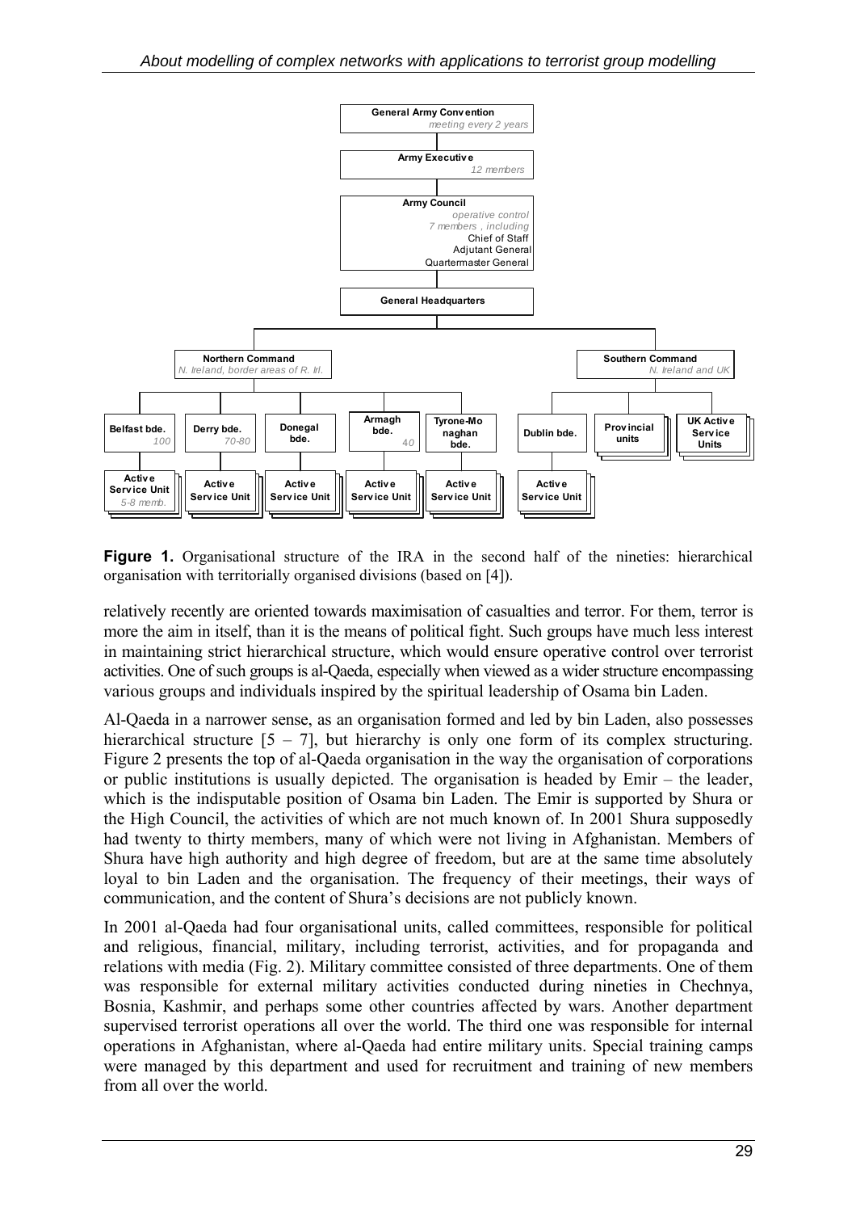**Figure 1.** Organisational structure of the IRA in the second half of the nineties: hierarchical organisation with territorially organised divisions (based on [4]).

relatively recently are oriented towards maximisation of casualties and terror. For them, terror is more the aim in itself, than it is the means of political fight. Such groups have much less interest in maintaining strict hierarchical structure, which would ensure operative control over terrorist activities. One of such groups is al-Qaeda, especially when viewed as a wider structure encompassing various groups and individuals inspired by the spiritual leadership of Osama bin Laden.

Al-Qaeda in a narrower sense, as an organisation formed and led by bin Laden, also possesses hierarchical structure [5 – 7], but hierarchy is only one form of its complex structuring. Figure 2 presents the top of al-Qaeda organisation in the way the organisation of corporations or public institutions is usually depicted. The organisation is headed by Emir – the leader, which is the indisputable position of Osama bin Laden. The Emir is supported by Shura or the High Council, the activities of which are not much known of. In 2001 Shura supposedly had twenty to thirty members, many of which were not living in Afghanistan. Members of Shura have high authority and high degree of freedom, but are at the same time absolutely loyal to bin Laden and the organisation. The frequency of their meetings, their ways of communication, and the content of Shura's decisions are not publicly known.

In 2001 al-Qaeda had four organisational units, called committees, responsible for political and religious, financial, military, including terrorist, activities, and for propaganda and relations with media (Fig. 2). Military committee consisted of three departments. One of them was responsible for external military activities conducted during nineties in Chechnya, Bosnia, Kashmir, and perhaps some other countries affected by wars. Another department supervised terrorist operations all over the world. The third one was responsible for internal operations in Afghanistan, where al-Qaeda had entire military units. Special training camps were managed by this department and used for recruitment and training of new members from all over the world.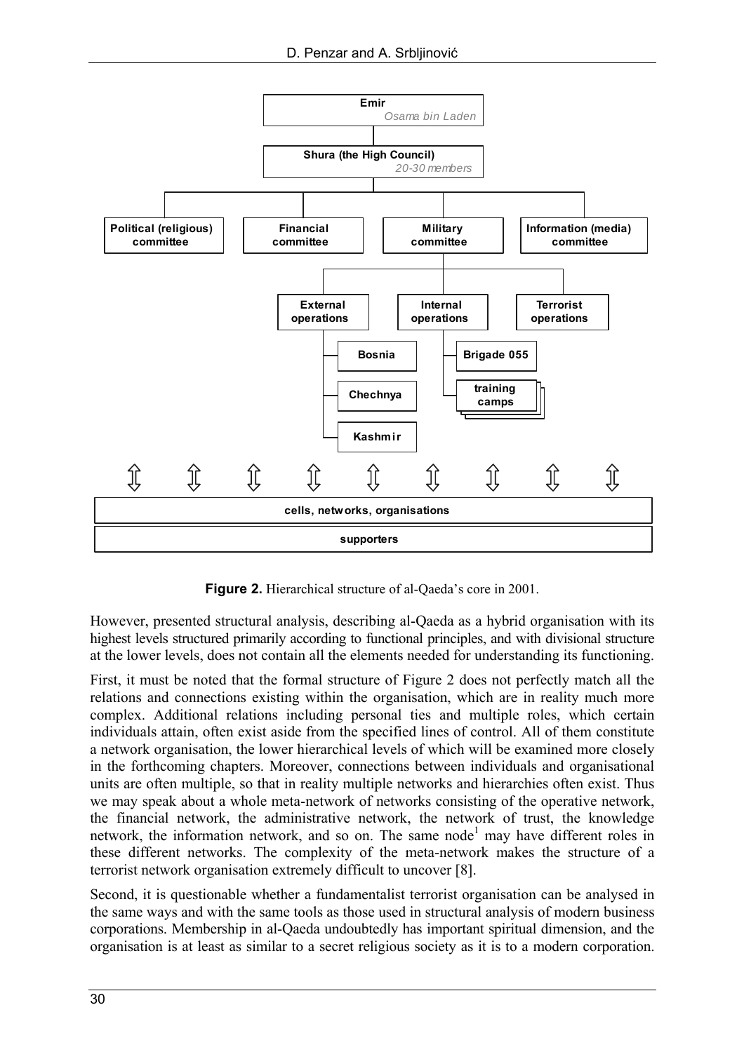**Figure 2.** Hierarchical structure of al-Qaeda's core in 2001.

However, presented structural analysis, describing al-Qaeda as a hybrid organisation with its highest levels structured primarily according to functional principles, and with divisional structure at the lower levels, does not contain all the elements needed for understanding its functioning.

First, it must be noted that the formal structure of Figure 2 does not perfectly match all the relations and connections existing within the organisation, which are in reality much more complex. Additional relations including personal ties and multiple roles, which certain individuals attain, often exist aside from the specified lines of control. All of them constitute a network organisation, the lower hierarchical levels of which will be examined more closely in the forthcoming chapters. Moreover, connections between individuals and organisational units are often multiple, so that in reality multiple networks and hierarchies often exist. Thus we may speak about a whole meta-network of networks consisting of the operative network, the financial network, the administrative network, the network of trust, the knowledge network, the information network, and so on. The same node[1] may have different roles in these different networks. The complexity of the meta-network makes the structure of a terrorist network organisation extremely difficult to uncover [8].

Second, it is questionable whether a fundamentalist terrorist organisation can be analysed in the same ways and with the same tools as those used in structural analysis of modern business corporations. Membership in al-Qaeda undoubtedly has important spiritual dimension, and the organisation is at least as similar to a secret religious society as it is to a modern corporation.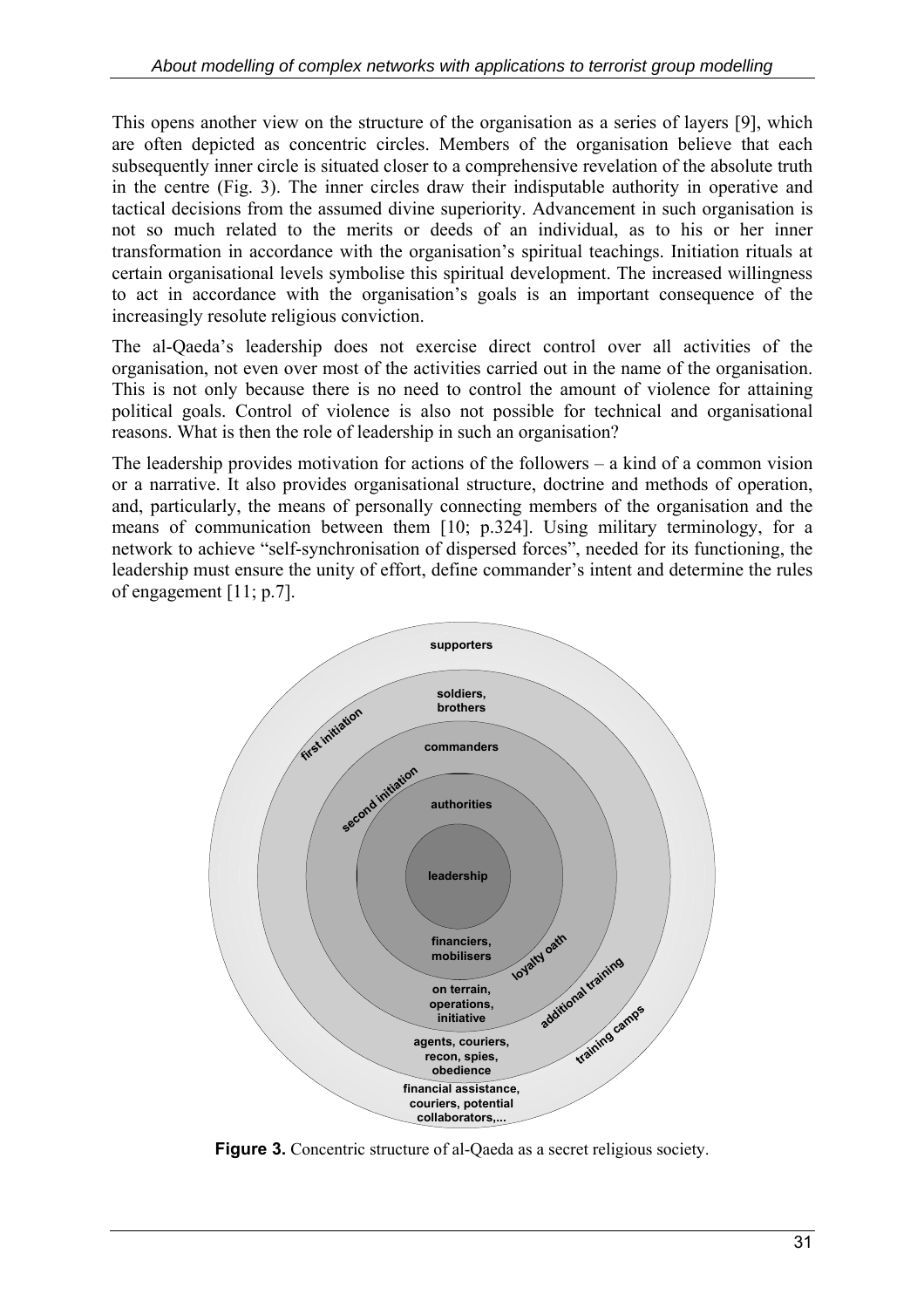This opens another view on the structure of the organisation as a series of layers [9], which are often depicted as concentric circles. Members of the organisation believe that each subsequently inner circle is situated closer to a comprehensive revelation of the absolute truth in the centre (Fig. 3). The inner circles draw their indisputable authority in operative and tactical decisions from the assumed divine superiority. Advancement in such organisation is not so much related to the merits or deeds of an individual, as to his or her inner transformation in accordance with the organisation's spiritual teachings. Initiation rituals at certain organisational levels symbolise this spiritual development. The increased willingness to act in accordance with the organisation's goals is an important consequence of the increasingly resolute religious conviction.

The al-Qaeda's leadership does not exercise direct control over all activities of the organisation, not even over most of the activities carried out in the name of the organisation. This is not only because there is no need to control the amount of violence for attaining political goals. Control of violence is also not possible for technical and organisational reasons. What is then the role of leadership in such an organisation?

The leadership provides motivation for actions of the followers – a kind of a common vision or a narrative. It also provides organisational structure, doctrine and methods of operation, and, particularly, the means of personally connecting members of the organisation and the means of communication between them [10; p.324]. Using military terminology, for a network to achieve "self-synchronisation of dispersed forces", needed for its functioning, the leadership must ensure the unity of effort, define commander's intent and determine the rules of engagement [11; p.7].

**Figure 3.** Concentric structure of al-Qaeda as a secret religious society.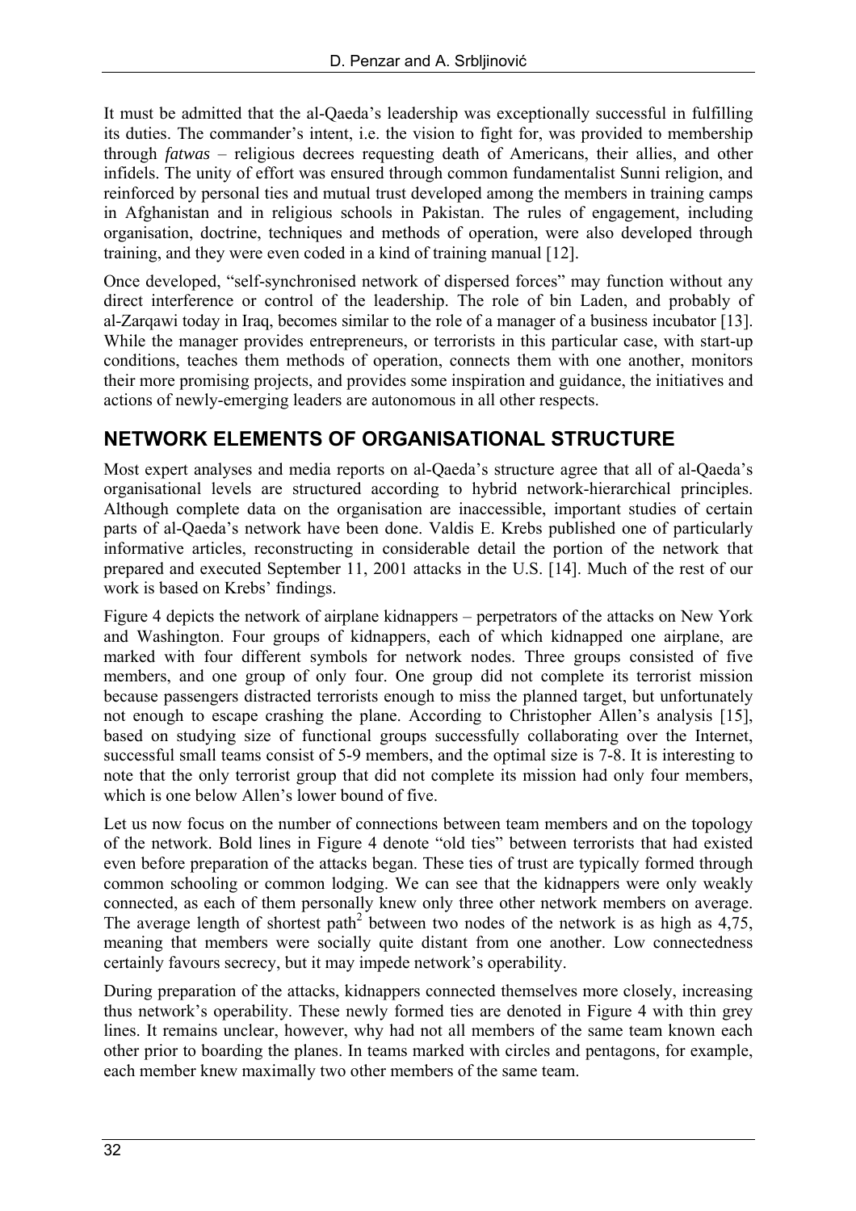It must be admitted that the al-Qaeda's leadership was exceptionally successful in fulfilling its duties. The commander's intent, i.e. the vision to fight for, was provided to membership through *fatwas* – religious decrees requesting death of Americans, their allies, and other infidels. The unity of effort was ensured through common fundamentalist Sunni religion, and reinforced by personal ties and mutual trust developed among the members in training camps in Afghanistan and in religious schools in Pakistan. The rules of engagement, including organisation, doctrine, techniques and methods of operation, were also developed through training, and they were even coded in a kind of training manual [12].

Once developed, "self-synchronised network of dispersed forces" may function without any direct interference or control of the leadership. The role of bin Laden, and probably of al-Zarqawi today in Iraq, becomes similar to the role of a manager of a business incubator [13]. While the manager provides entrepreneurs, or terrorists in this particular case, with start-up conditions, teaches them methods of operation, connects them with one another, monitors their more promising projects, and provides some inspiration and guidance, the initiatives and actions of newly-emerging leaders are autonomous in all other respects.

## NETWORK ELEMENTS OF ORGANISATIONAL STRUCTURE

Most expert analyses and media reports on al-Qaeda's structure agree that all of al-Qaeda's organisational levels are structured according to hybrid network-hierarchical principles. Although complete data on the organisation are inaccessible, important studies of certain parts of al-Qaeda's network have been done. Valdis E. Krebs published one of particularly informative articles, reconstructing in considerable detail the portion of the network that prepared and executed September 11, 2001 attacks in the U.S. [14]. Much of the rest of our work is based on Krebs' findings.

Figure 4 depicts the network of airplane kidnappers – perpetrators of the attacks on New York and Washington. Four groups of kidnappers, each of which kidnapped one airplane, are marked with four different symbols for network nodes. Three groups consisted of five members, and one group of only four. One group did not complete its terrorist mission because passengers distracted terrorists enough to miss the planned target, but unfortunately not enough to escape crashing the plane. According to Christopher Allen's analysis [15], based on studying size of functional groups successfully collaborating over the Internet, successful small teams consist of 5-9 members, and the optimal size is 7-8. It is interesting to note that the only terrorist group that did not complete its mission had only four members, which is one below Allen's lower bound of five.

Let us now focus on the number of connections between team members and on the topology of the network. Bold lines in Figure 4 denote "old ties" between terrorists that had existed even before preparation of the attacks began. These ties of trust are typically formed through common schooling or common lodging. We can see that the kidnappers were only weakly connected, as each of them personally knew only three other network members on average. The average length of shortest path[2] between two nodes of the network is as high as 4,75, meaning that members were socially quite distant from one another. Low connectedness certainly favours secrecy, but it may impede network's operability.

During preparation of the attacks, kidnappers connected themselves more closely, increasing thus network's operability. These newly formed ties are denoted in Figure 4 with thin grey lines. It remains unclear, however, why had not all members of the same team known each other prior to boarding the planes. In teams marked with circles and pentagons, for example, each member knew maximally two other members of the same team.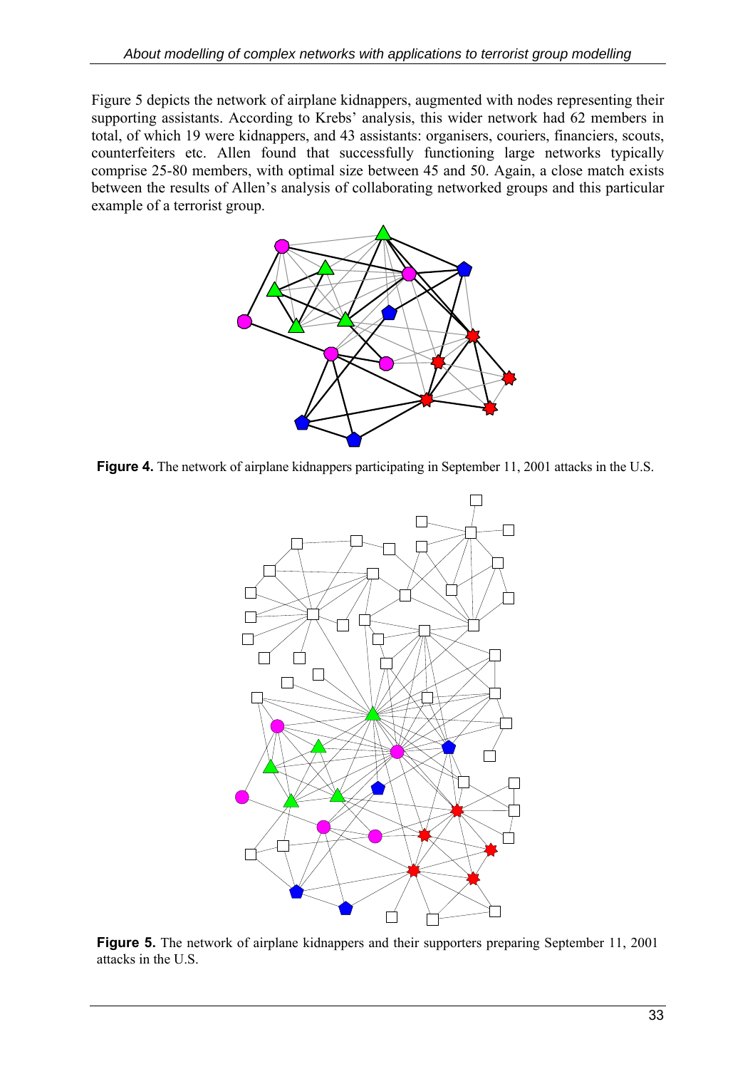Figure 5 depicts the network of airplane kidnappers, augmented with nodes representing their supporting assistants. According to Krebs' analysis, this wider network had 62 members in total, of which 19 were kidnappers, and 43 assistants: organisers, couriers, financiers, scouts, counterfeiters etc. Allen found that successfully functioning large networks typically comprise 25-80 members, with optimal size between 45 and 50. Again, a close match exists between the results of Allen's analysis of collaborating networked groups and this particular example of a terrorist group.

**Figure 4.** The network of airplane kidnappers participating in September 11, 2001 attacks in the U.S.

**Figure 5.** The network of airplane kidnappers and their supporters preparing September 11, 2001 attacks in the U.S.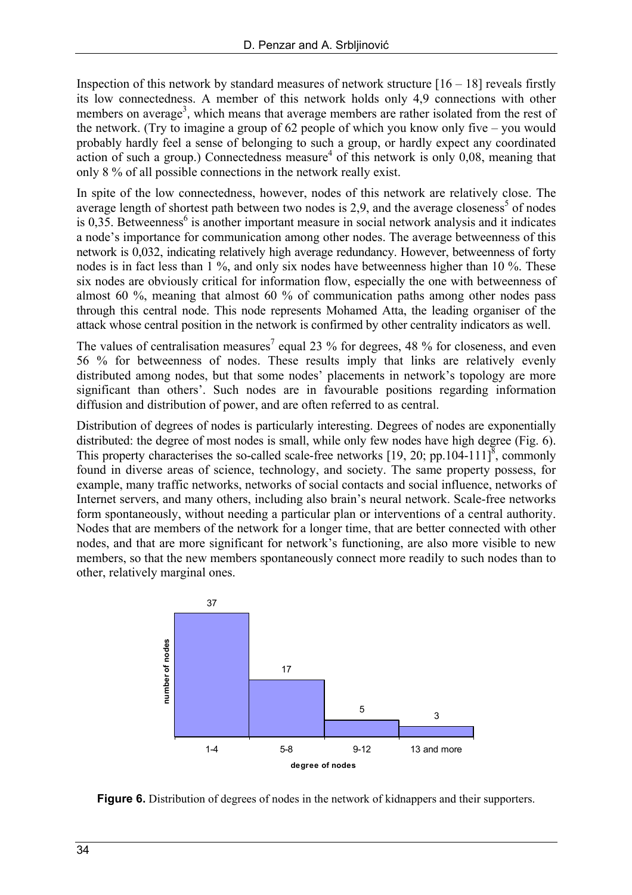Inspection of this network by standard measures of network structure [16 – 18] reveals firstly its low connectedness. A member of this network holds only 4,9 connections with other members on average[3], which means that average members are rather isolated from the rest of the network. (Try to imagine a group of 62 people of which you know only five – you would probably hardly feel a sense of belonging to such a group, or hardly expect any coordinated action of such a group.) Connectedness measure[4] of this network is only 0,08, meaning that only 8 % of all possible connections in the network really exist.

In spite of the low connectedness, however, nodes of this network are relatively close. The average length of shortest path between two nodes is 2,9, and the average closeness[5] of nodes is 0,35. Betweenness[6] is another important measure in social network analysis and it indicates a node's importance for communication among other nodes. The average betweenness of this network is 0,032, indicating relatively high average redundancy. However, betweenness of forty nodes is in fact less than 1 %, and only six nodes have betweenness higher than 10 %. These six nodes are obviously critical for information flow, especially the one with betweenness of almost 60 %, meaning that almost 60 % of communication paths among other nodes pass through this central node. This node represents Mohamed Atta, the leading organiser of the attack whose central position in the network is confirmed by other centrality indicators as well.

The values of centralisation measures[7] equal 23 % for degrees, 48 % for closeness, and even 56 % for betweenness of nodes. These results imply that links are relatively evenly distributed among nodes, but that some nodes' placements in network's topology are more significant than others'. Such nodes are in favourable positions regarding information diffusion and distribution of power, and are often referred to as central.

Distribution of degrees of nodes is particularly interesting. Degrees of nodes are exponentially distributed: the degree of most nodes is small, while only few nodes have high degree (Fig. 6). This property characterises the so-called scale-free networks [19, 20; pp.104-111][8], commonly found in diverse areas of science, technology, and society. The same property possess, for example, many traffic networks, networks of social contacts and social influence, networks of Internet servers, and many others, including also brain's neural network. Scale-free networks form spontaneously, without needing a particular plan or interventions of a central authority. Nodes that are members of the network for a longer time, that are better connected with other nodes, and that are more significant for network's functioning, are also more visible to new members, so that the new members spontaneously connect more readily to such nodes than to other, relatively marginal ones.

| degree of nodes | number of nodes |
|---|---|
| 1-4 | 37 |
| 5-8 | 17 |
| 9-12 | 5 |
| 13 and more | 3 |

**Figure 6.** Distribution of degrees of nodes in the network of kidnappers and their supporters.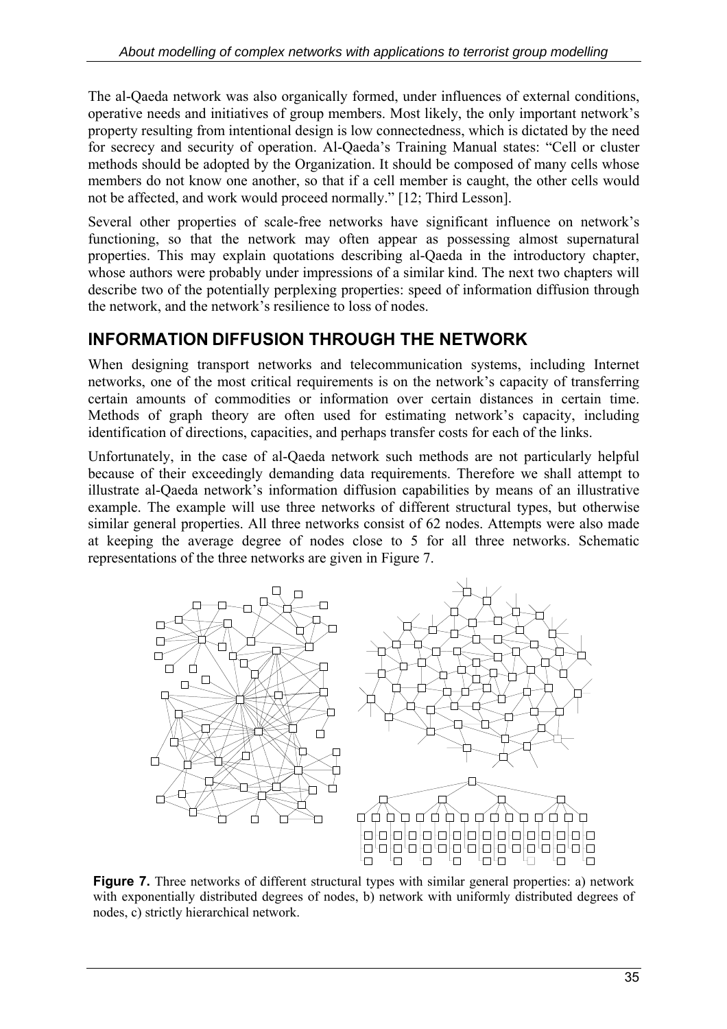The al-Qaeda network was also organically formed, under influences of external conditions, operative needs and initiatives of group members. Most likely, the only important network's property resulting from intentional design is low connectedness, which is dictated by the need for secrecy and security of operation. Al-Qaeda's Training Manual states: "Cell or cluster methods should be adopted by the Organization. It should be composed of many cells whose members do not know one another, so that if a cell member is caught, the other cells would not be affected, and work would proceed normally." [12; Third Lesson].

Several other properties of scale-free networks have significant influence on network's functioning, so that the network may often appear as possessing almost supernatural properties. This may explain quotations describing al-Qaeda in the introductory chapter, whose authors were probably under impressions of a similar kind. The next two chapters will describe two of the potentially perplexing properties: speed of information diffusion through the network, and the network's resilience to loss of nodes.

## INFORMATION DIFFUSION THROUGH THE NETWORK

When designing transport networks and telecommunication systems, including Internet networks, one of the most critical requirements is on the network's capacity of transferring certain amounts of commodities or information over certain distances in certain time. Methods of graph theory are often used for estimating network's capacity, including identification of directions, capacities, and perhaps transfer costs for each of the links.

Unfortunately, in the case of al-Qaeda network such methods are not particularly helpful because of their exceedingly demanding data requirements. Therefore we shall attempt to illustrate al-Qaeda network's information diffusion capabilities by means of an illustrative example. The example will use three networks of different structural types, but otherwise similar general properties. All three networks consist of 62 nodes. Attempts were also made at keeping the average degree of nodes close to 5 for all three networks. Schematic representations of the three networks are given in Figure 7.

**Figure 7.** Three networks of different structural types with similar general properties: a) network with exponentially distributed degrees of nodes, b) network with uniformly distributed degrees of nodes, c) strictly hierarchical network.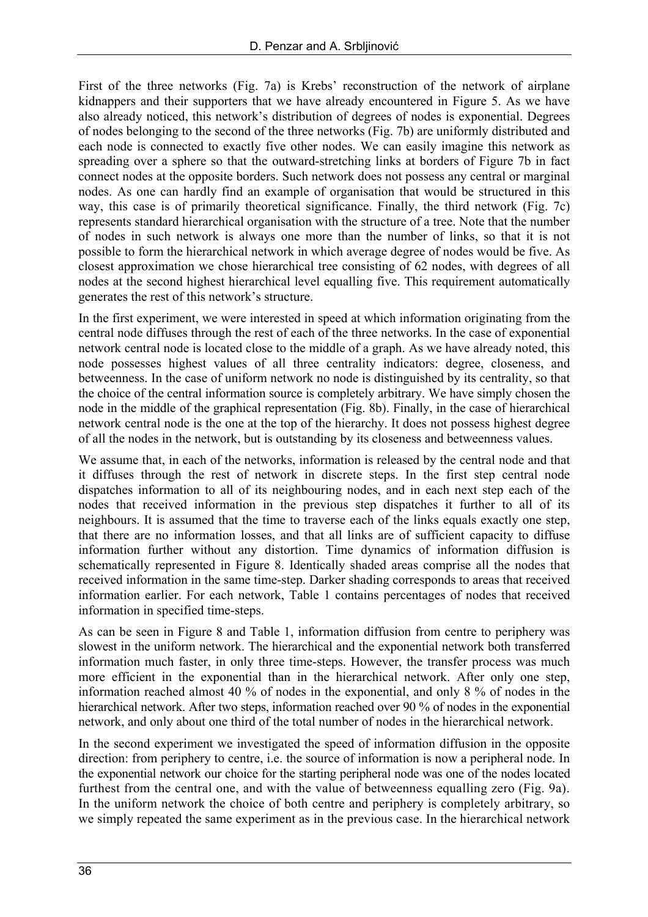First of the three networks (Fig. 7a) is Krebs' reconstruction of the network of airplane kidnappers and their supporters that we have already encountered in Figure 5. As we have also already noticed, this network's distribution of degrees of nodes is exponential. Degrees of nodes belonging to the second of the three networks (Fig. 7b) are uniformly distributed and each node is connected to exactly five other nodes. We can easily imagine this network as spreading over a sphere so that the outward-stretching links at borders of Figure 7b in fact connect nodes at the opposite borders. Such network does not possess any central or marginal nodes. As one can hardly find an example of organisation that would be structured in this way, this case is of primarily theoretical significance. Finally, the third network (Fig. 7c) represents standard hierarchical organisation with the structure of a tree. Note that the number of nodes in such network is always one more than the number of links, so that it is not possible to form the hierarchical network in which average degree of nodes would be five. As closest approximation we chose hierarchical tree consisting of 62 nodes, with degrees of all nodes at the second highest hierarchical level equalling five. This requirement automatically generates the rest of this network's structure.

In the first experiment, we were interested in speed at which information originating from the central node diffuses through the rest of each of the three networks. In the case of exponential network central node is located close to the middle of a graph. As we have already noted, this node possesses highest values of all three centrality indicators: degree, closeness, and betweenness. In the case of uniform network no node is distinguished by its centrality, so that the choice of the central information source is completely arbitrary. We have simply chosen the node in the middle of the graphical representation (Fig. 8b). Finally, in the case of hierarchical network central node is the one at the top of the hierarchy. It does not possess highest degree of all the nodes in the network, but is outstanding by its closeness and betweenness values.

We assume that, in each of the networks, information is released by the central node and that it diffuses through the rest of network in discrete steps. In the first step central node dispatches information to all of its neighbouring nodes, and in each next step each of the nodes that received information in the previous step dispatches it further to all of its neighbours. It is assumed that the time to traverse each of the links equals exactly one step, that there are no information losses, and that all links are of sufficient capacity to diffuse information further without any distortion. Time dynamics of information diffusion is schematically represented in Figure 8. Identically shaded areas comprise all the nodes that received information in the same time-step. Darker shading corresponds to areas that received information earlier. For each network, Table 1 contains percentages of nodes that received information in specified time-steps.

As can be seen in Figure 8 and Table 1, information diffusion from centre to periphery was slowest in the uniform network. The hierarchical and the exponential network both transferred information much faster, in only three time-steps. However, the transfer process was much more efficient in the exponential than in the hierarchical network. After only one step, information reached almost 40 % of nodes in the exponential, and only 8 % of nodes in the hierarchical network. After two steps, information reached over 90 % of nodes in the exponential network, and only about one third of the total number of nodes in the hierarchical network.

In the second experiment we investigated the speed of information diffusion in the opposite direction: from periphery to centre, i.e. the source of information is now a peripheral node. In the exponential network our choice for the starting peripheral node was one of the nodes located furthest from the central one, and with the value of betweenness equalling zero (Fig. 9a). In the uniform network the choice of both centre and periphery is completely arbitrary, so we simply repeated the same experiment as in the previous case. In the hierarchical network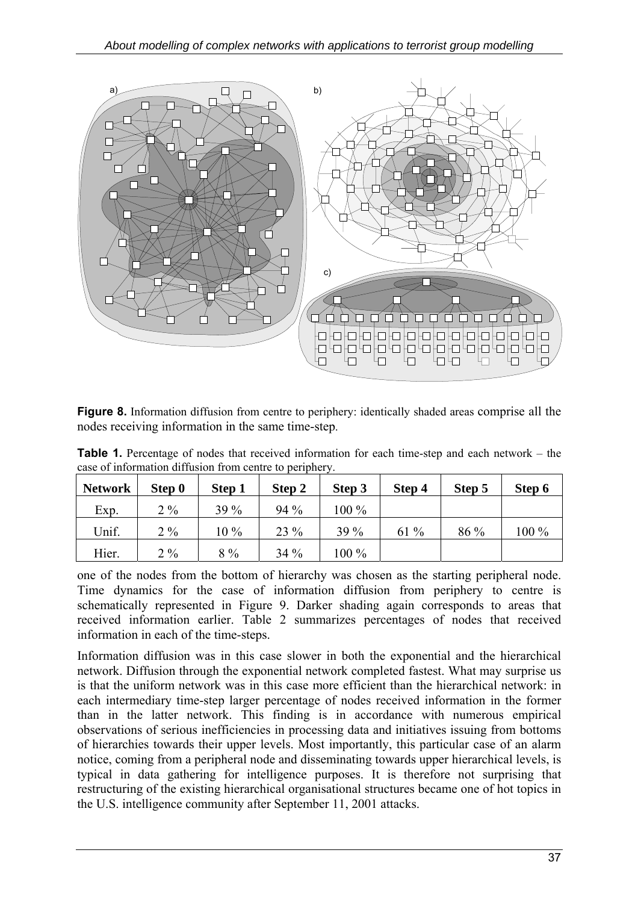**Figure 8.** Information diffusion from centre to periphery: identically shaded areas comprise all the nodes receiving information in the same time-step.

**Table 1.** Percentage of nodes that received information for each time-step and each network – the case of information diffusion from centre to periphery.

| Network | Step 0 | Step 1 | Step 2 | Step 3 | Step 4 | Step 5 | Step 6 |
|---|---|---|---|---|---|---|---|
| Exp. | 2 % | 39 % | 94 % | 100 % | | | |
| Unif. | 2 % | 10 % | 23 % | 39 % | 61 % | 86 % | 100 % |
| Hier. | 2 % | 8 % | 34 % | 100 % | | | |

one of the nodes from the bottom of hierarchy was chosen as the starting peripheral node. Time dynamics for the case of information diffusion from periphery to centre is schematically represented in Figure 9. Darker shading again corresponds to areas that received information earlier. Table 2 summarizes percentages of nodes that received information in each of the time-steps.

Information diffusion was in this case slower in both the exponential and the hierarchical network. Diffusion through the exponential network completed fastest. What may surprise us is that the uniform network was in this case more efficient than the hierarchical network: in each intermediary time-step larger percentage of nodes received information in the former than in the latter network. This finding is in accordance with numerous empirical observations of serious inefficiencies in processing data and initiatives issuing from bottoms of hierarchies towards their upper levels. Most importantly, this particular case of an alarm notice, coming from a peripheral node and disseminating towards upper hierarchical levels, is typical in data gathering for intelligence purposes. It is therefore not surprising that restructuring of the existing hierarchical organisational structures became one of hot topics in the U.S. intelligence community after September 11, 2001 attacks.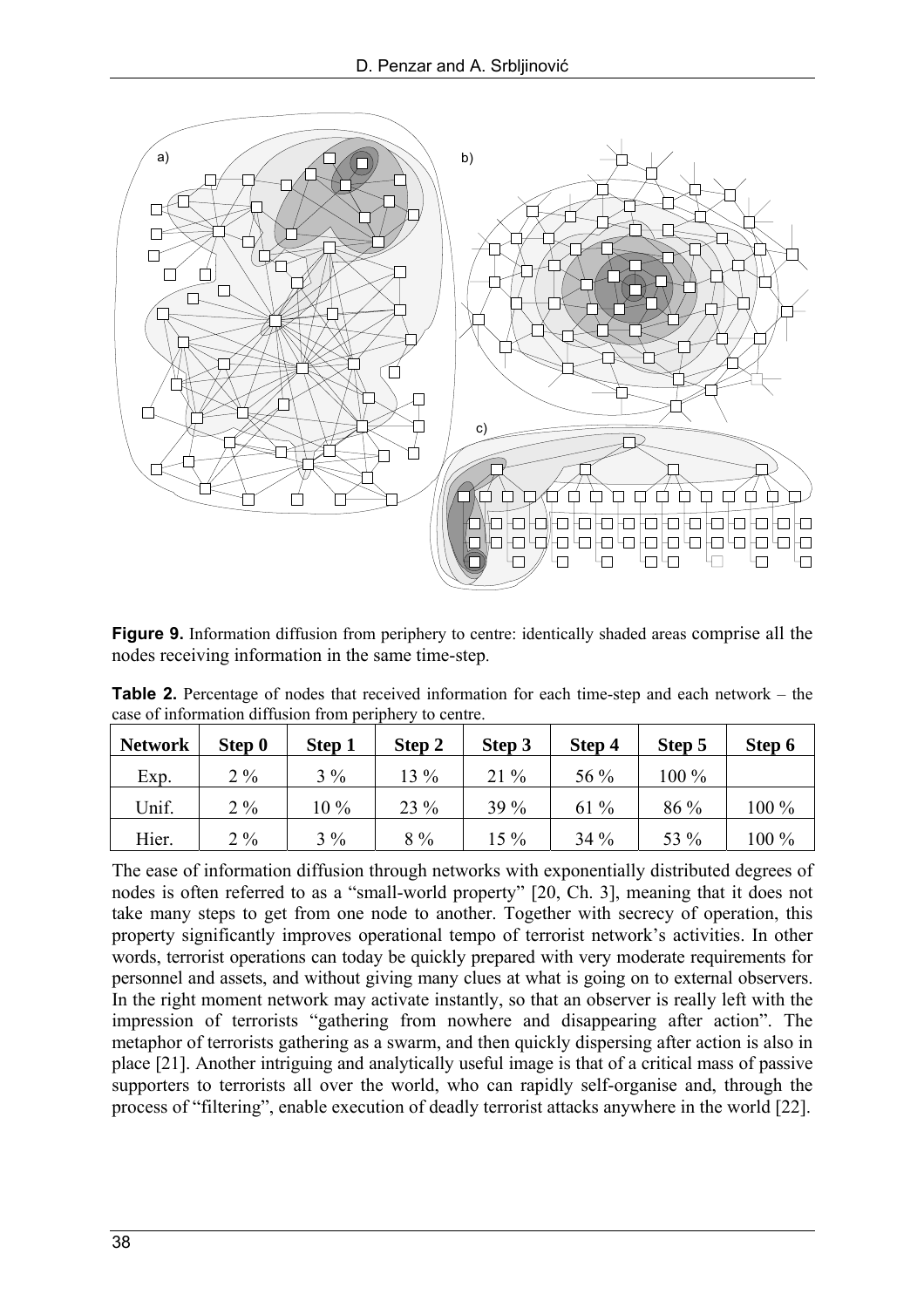**Figure 9.** Information diffusion from periphery to centre: identically shaded areas comprise all the nodes receiving information in the same time-step.

**Table 2.** Percentage of nodes that received information for each time-step and each network – the case of information diffusion from periphery to centre.

| Network | Step 0 | Step 1 | Step 2 | Step 3 | Step 4 | Step 5 | Step 6 |
|---|---|---|---|---|---|---|---|
| Exp. | 2 % | 3 % | 13 % | 21 % | 56 % | 100 % | |
| Unif. | 2 % | 10 % | 23 % | 39 % | 61 % | 86 % | 100 % |
| Hier. | 2 % | 3 % | 8 % | 15 % | 34 % | 53 % | 100 % |

The ease of information diffusion through networks with exponentially distributed degrees of nodes is often referred to as a "small-world property" [20, Ch. 3], meaning that it does not take many steps to get from one node to another. Together with secrecy of operation, this property significantly improves operational tempo of terrorist network's activities. In other words, terrorist operations can today be quickly prepared with very moderate requirements for personnel and assets, and without giving many clues at what is going on to external observers. In the right moment network may activate instantly, so that an observer is really left with the impression of terrorists "gathering from nowhere and disappearing after action". The metaphor of terrorists gathering as a swarm, and then quickly dispersing after action is also in place [21]. Another intriguing and analytically useful image is that of a critical mass of passive supporters to terrorists all over the world, who can rapidly self-organise and, through the process of "filtering", enable execution of deadly terrorist attacks anywhere in the world [22].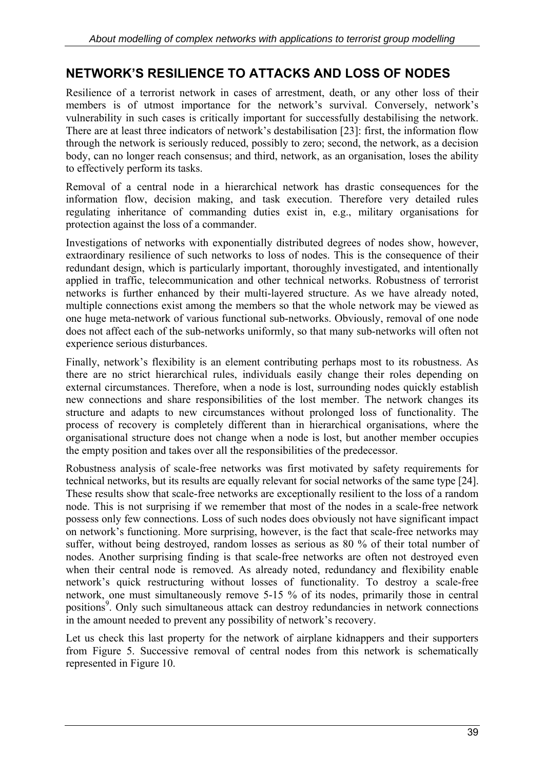## NETWORK'S RESILIENCE TO ATTACKS AND LOSS OF NODES

Resilience of a terrorist network in cases of arrestment, death, or any other loss of their members is of utmost importance for the network's survival. Conversely, network's vulnerability in such cases is critically important for successfully destabilising the network. There are at least three indicators of network's destabilisation [23]: first, the information flow through the network is seriously reduced, possibly to zero; second, the network, as a decision body, can no longer reach consensus; and third, network, as an organisation, loses the ability to effectively perform its tasks.

Removal of a central node in a hierarchical network has drastic consequences for the information flow, decision making, and task execution. Therefore very detailed rules regulating inheritance of commanding duties exist in, e.g., military organisations for protection against the loss of a commander.

Investigations of networks with exponentially distributed degrees of nodes show, however, extraordinary resilience of such networks to loss of nodes. This is the consequence of their redundant design, which is particularly important, thoroughly investigated, and intentionally applied in traffic, telecommunication and other technical networks. Robustness of terrorist networks is further enhanced by their multi-layered structure. As we have already noted, multiple connections exist among the members so that the whole network may be viewed as one huge meta-network of various functional sub-networks. Obviously, removal of one node does not affect each of the sub-networks uniformly, so that many sub-networks will often not experience serious disturbances.

Finally, network's flexibility is an element contributing perhaps most to its robustness. As there are no strict hierarchical rules, individuals easily change their roles depending on external circumstances. Therefore, when a node is lost, surrounding nodes quickly establish new connections and share responsibilities of the lost member. The network changes its structure and adapts to new circumstances without prolonged loss of functionality. The process of recovery is completely different than in hierarchical organisations, where the organisational structure does not change when a node is lost, but another member occupies the empty position and takes over all the responsibilities of the predecessor.

Robustness analysis of scale-free networks was first motivated by safety requirements for technical networks, but its results are equally relevant for social networks of the same type [24]. These results show that scale-free networks are exceptionally resilient to the loss of a random node. This is not surprising if we remember that most of the nodes in a scale-free network possess only few connections. Loss of such nodes does obviously not have significant impact on network's functioning. More surprising, however, is the fact that scale-free networks may suffer, without being destroyed, random losses as serious as 80 % of their total number of nodes. Another surprising finding is that scale-free networks are often not destroyed even when their central node is removed. As already noted, redundancy and flexibility enable network's quick restructuring without losses of functionality. To destroy a scale-free network, one must simultaneously remove 5-15 % of its nodes, primarily those in central positions[9]. Only such simultaneous attack can destroy redundancies in network connections in the amount needed to prevent any possibility of network's recovery.

Let us check this last property for the network of airplane kidnappers and their supporters from Figure 5. Successive removal of central nodes from this network is schematically represented in Figure 10.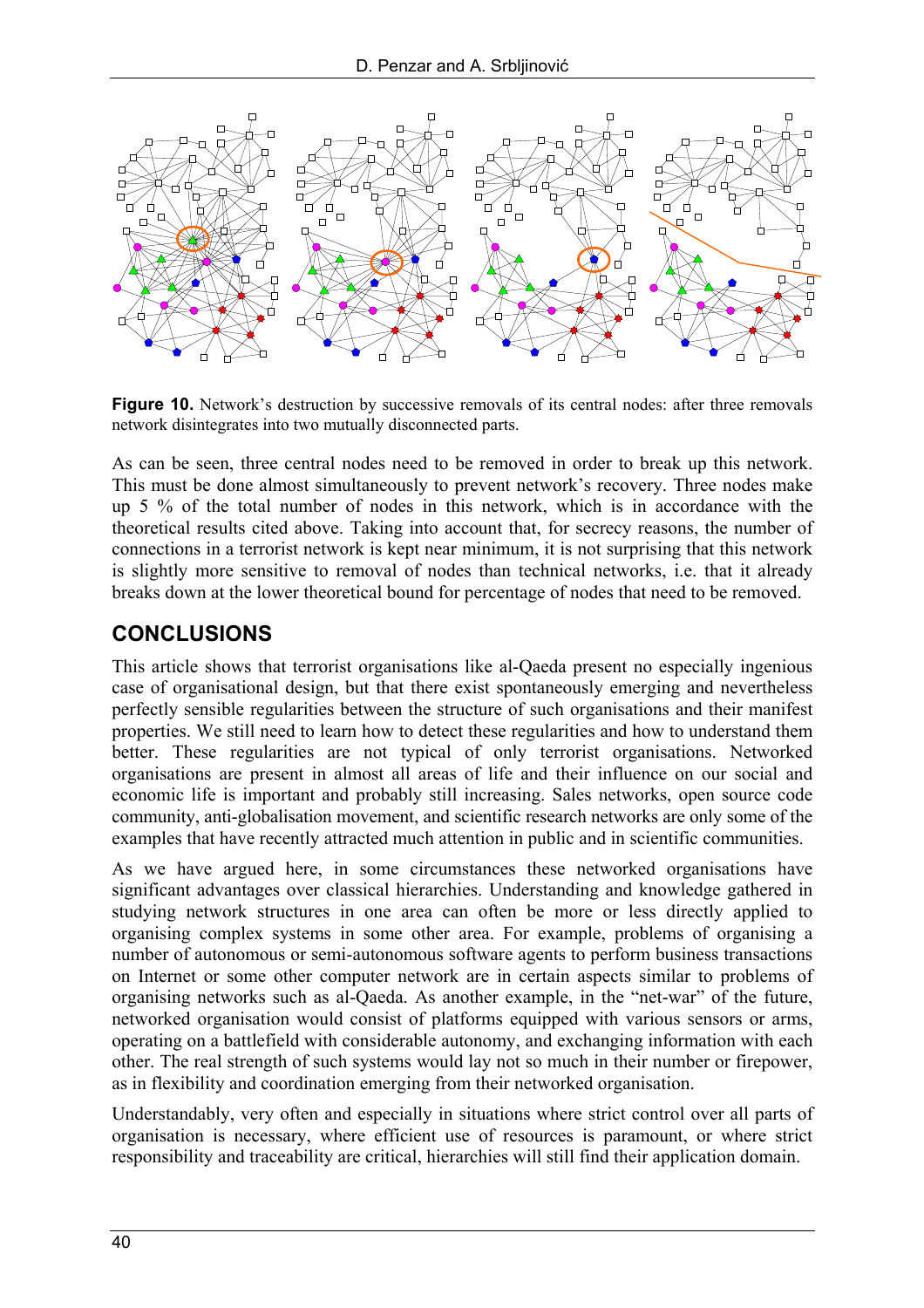**Figure 10.** Network's destruction by successive removals of its central nodes: after three removals network disintegrates into two mutually disconnected parts.

As can be seen, three central nodes need to be removed in order to break up this network. This must be done almost simultaneously to prevent network's recovery. Three nodes make up 5 % of the total number of nodes in this network, which is in accordance with the theoretical results cited above. Taking into account that, for secrecy reasons, the number of connections in a terrorist network is kept near minimum, it is not surprising that this network is slightly more sensitive to removal of nodes than technical networks, i.e. that it already breaks down at the lower theoretical bound for percentage of nodes that need to be removed.

## CONCLUSIONS

This article shows that terrorist organisations like al-Qaeda present no especially ingenious case of organisational design, but that there exist spontaneously emerging and nevertheless perfectly sensible regularities between the structure of such organisations and their manifest properties. We still need to learn how to detect these regularities and how to understand them better. These regularities are not typical of only terrorist organisations. Networked organisations are present in almost all areas of life and their influence on our social and economic life is important and probably still increasing. Sales networks, open source code community, anti-globalisation movement, and scientific research networks are only some of the examples that have recently attracted much attention in public and in scientific communities.

As we have argued here, in some circumstances these networked organisations have significant advantages over classical hierarchies. Understanding and knowledge gathered in studying network structures in one area can often be more or less directly applied to organising complex systems in some other area. For example, problems of organising a number of autonomous or semi-autonomous software agents to perform business transactions on Internet or some other computer network are in certain aspects similar to problems of organising networks such as al-Qaeda. As another example, in the "net-war" of the future, networked organisation would consist of platforms equipped with various sensors or arms, operating on a battlefield with considerable autonomy, and exchanging information with each other. The real strength of such systems would lay not so much in their number or firepower, as in flexibility and coordination emerging from their networked organisation.

Understandably, very often and especially in situations where strict control over all parts of organisation is necessary, where efficient use of resources is paramount, or where strict responsibility and traceability are critical, hierarchies will still find their application domain.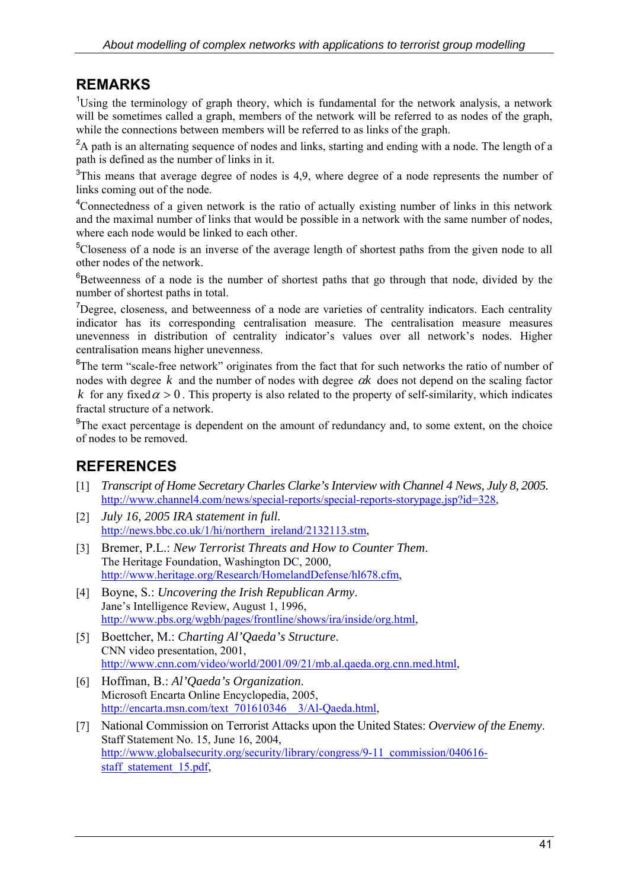## REMARKS

[1]Using the terminology of graph theory, which is fundamental for the network analysis, a network will be sometimes called a graph, members of the network will be referred to as nodes of the graph, while the connections between members will be referred to as links of the graph.

[2]A path is an alternating sequence of nodes and links, starting and ending with a node. The length of a path is defined as the number of links in it.

[3]This means that average degree of nodes is 4,9, where degree of a node represents the number of links coming out of the node.

[4]Connectedness of a given network is the ratio of actually existing number of links in this network and the maximal number of links that would be possible in a network with the same number of nodes, where each node would be linked to each other.

[5]Closeness of a node is an inverse of the average length of shortest paths from the given node to all other nodes of the network.

[6]Betweenness of a node is the number of shortest paths that go through that node, divided by the number of shortest paths in total.

[7]Degree, closeness, and betweenness of a node are varieties of centrality indicators. Each centrality indicator has its corresponding centralisation measure. The centralisation measure measures unevenness in distribution of centrality indicator's values over all network's nodes. Higher centralisation means higher unevenness.

[8]The term "scale-free network" originates from the fact that for such networks the ratio of number of nodes with degree $k$ and the number of nodes with degree $\alpha k$ does not depend on the scaling factor $k$ for any fixed $\alpha > 0$. This property is also related to the property of self-similarity, which indicates fractal structure of a network.

[9]The exact percentage is dependent on the amount of redundancy and, to some extent, on the choice of nodes to be removed.

## REFERENCES

[1] *Transcript of Home Secretary Charles Clarke's Interview with Channel 4 News, July 8, 2005.* http://www.channel4.com/news/special-reports/special-reports-storypage.jsp?id=328,

[2] *July 16, 2005 IRA statement in full.* http://news.bbc.co.uk/1/hi/northern_ireland/2132113.stm,

[3] Bremer, P.L.: *New Terrorist Threats and How to Counter Them*. The Heritage Foundation, Washington DC, 2000, http://www.heritage.org/Research/HomelandDefense/hl678.cfm,

[4] Boyne, S.: *Uncovering the Irish Republican Army*. Jane's Intelligence Review, August 1, 1996, http://www.pbs.org/wgbh/pages/frontline/shows/ira/inside/org.html,

[5] Boettcher, M.: *Charting Al'Qaeda's Structure*. CNN video presentation, 2001, http://www.cnn.com/video/world/2001/09/21/mb.al.qaeda.org.cnn.med.html,

[6] Hoffman, B.: *Al'Qaeda's Organization*. Microsoft Encarta Online Encyclopedia, 2005, http://encarta.msn.com/text_701610346__3/Al-Qaeda.html,

[7] National Commission on Terrorist Attacks upon the United States: *Overview of the Enemy*. Staff Statement No. 15, June 16, 2004, http://www.globalsecurity.org/security/library/congress/9-11_commission/040616-staff_statement_15.pdf,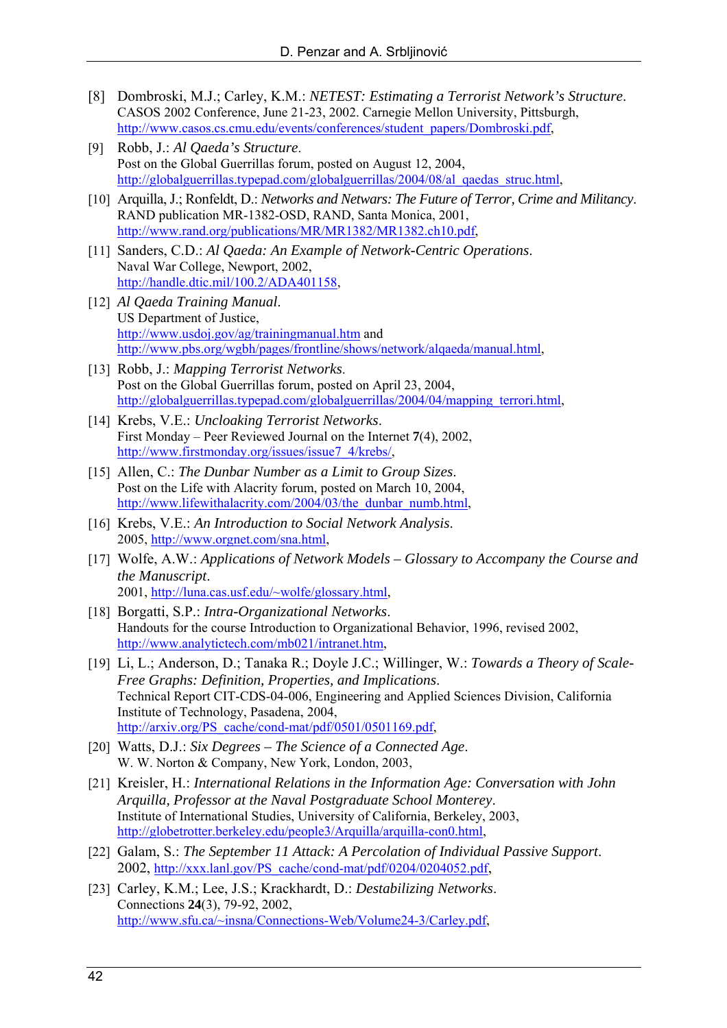[8] Dombroski, M.J.; Carley, K.M.: *NETEST: Estimating a Terrorist Network's Structure*. CASOS 2002 Conference, June 21-23, 2002. Carnegie Mellon University, Pittsburgh, http://www.casos.cs.cmu.edu/events/conferences/student_papers/Dombroski.pdf,

[9] Robb, J.: *Al Qaeda's Structure*. Post on the Global Guerrillas forum, posted on August 12, 2004, http://globalguerrillas.typepad.com/globalguerrillas/2004/08/al_qaedas_struc.html,

[10] Arquilla, J.; Ronfeldt, D.: *Networks and Netwars: The Future of Terror, Crime and Militancy*. RAND publication MR-1382-OSD, RAND, Santa Monica, 2001, http://www.rand.org/publications/MR/MR1382/MR1382.ch10.pdf,

[11] Sanders, C.D.: *Al Qaeda: An Example of Network-Centric Operations*. Naval War College, Newport, 2002, http://handle.dtic.mil/100.2/ADA401158,

[12] *Al Qaeda Training Manual*. US Department of Justice, http://www.usdoj.gov/ag/trainingmanual.htm and http://www.pbs.org/wgbh/pages/frontline/shows/network/alqaeda/manual.html,

[13] Robb, J.: *Mapping Terrorist Networks*. Post on the Global Guerrillas forum, posted on April 23, 2004, http://globalguerrillas.typepad.com/globalguerrillas/2004/04/mapping_terrori.html,

[14] Krebs, V.E.: *Uncloaking Terrorist Networks*. First Monday – Peer Reviewed Journal on the Internet **7**(4), 2002, http://www.firstmonday.org/issues/issue7_4/krebs/,

[15] Allen, C.: *The Dunbar Number as a Limit to Group Sizes*. Post on the Life with Alacrity forum, posted on March 10, 2004, http://www.lifewithalacrity.com/2004/03/the_dunbar_numb.html,

[16] Krebs, V.E.: *An Introduction to Social Network Analysis*. 2005, http://www.orgnet.com/sna.html,

[17] Wolfe, A.W.: *Applications of Network Models – Glossary to Accompany the Course and the Manuscript*. 2001, http://luna.cas.usf.edu/~wolfe/glossary.html,

[18] Borgatti, S.P.: *Intra-Organizational Networks*. Handouts for the course Introduction to Organizational Behavior, 1996, revised 2002, http://www.analytictech.com/mb021/intranet.htm,

[19] Li, L.; Anderson, D.; Tanaka R.; Doyle J.C.; Willinger, W.: *Towards a Theory of Scale-Free Graphs: Definition, Properties, and Implications*. Technical Report CIT-CDS-04-006, Engineering and Applied Sciences Division, California Institute of Technology, Pasadena, 2004, http://arxiv.org/PS_cache/cond-mat/pdf/0501/0501169.pdf,

[20] Watts, D.J.: *Six Degrees – The Science of a Connected Age*. W. W. Norton & Company, New York, London, 2003,

[21] Kreisler, H.: *International Relations in the Information Age: Conversation with John Arquilla, Professor at the Naval Postgraduate School Monterey*. Institute of International Studies, University of California, Berkeley, 2003, http://globetrotter.berkeley.edu/people3/Arquilla/arquilla-con0.html,

[22] Galam, S.: *The September 11 Attack: A Percolation of Individual Passive Support*. 2002, http://xxx.lanl.gov/PS_cache/cond-mat/pdf/0204/0204052.pdf,

[23] Carley, K.M.; Lee, J.S.; Krackhardt, D.: *Destabilizing Networks*. Connections **24**(3), 79-92, 2002, http://www.sfu.ca/~insna/Connections-Web/Volume24-3/Carley.pdf,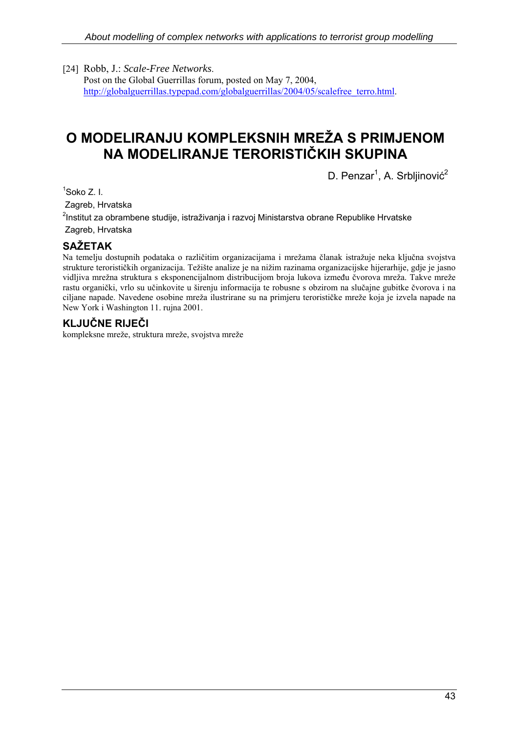[24] Robb, J.: *Scale-Free Networks*.
Post on the Global Guerrillas forum, posted on May 7, 2004,
http://globalguerrillas.typepad.com/globalguerrillas/2004/05/scalefree_terro.html.

# O MODELIRANJU KOMPLEKSNIH MREŽA S PRIMJENOM NA MODELIRANJE TERORISTIČKIH SKUPINA

D. Penzar[1], A. Srbljinović[2]

[1]Soko Z. I.
Zagreb, Hrvatska

[2]Institut za obrambene studije, istraživanja i razvoj Ministarstva obrane Republike Hrvatske
Zagreb, Hrvatska

## SAŽETAK

Na temelju dostupnih podataka o različitim organizacijama i mrežama članak istražuje neka ključna svojstva strukture terorističkih organizacija. Težište analize je na nižim razinama organizacijske hijerarhije, gdje je jasno vidljiva mrežna struktura s eksponencijalnom distribucijom broja lukova između čvorova mreža. Takve mreže rastu organički, vrlo su učinkovite u širenju informacija te robusne s obzirom na slučajne gubitke čvorova i na ciljane napade. Navedene osobine mreža ilustrirane su na primjeru terorističke mreže koja je izvela napade na New York i Washington 11. rujna 2001.

## KLJUČNE RIJEČI

kompleksne mreže, struktura mreže, svojstva mreže